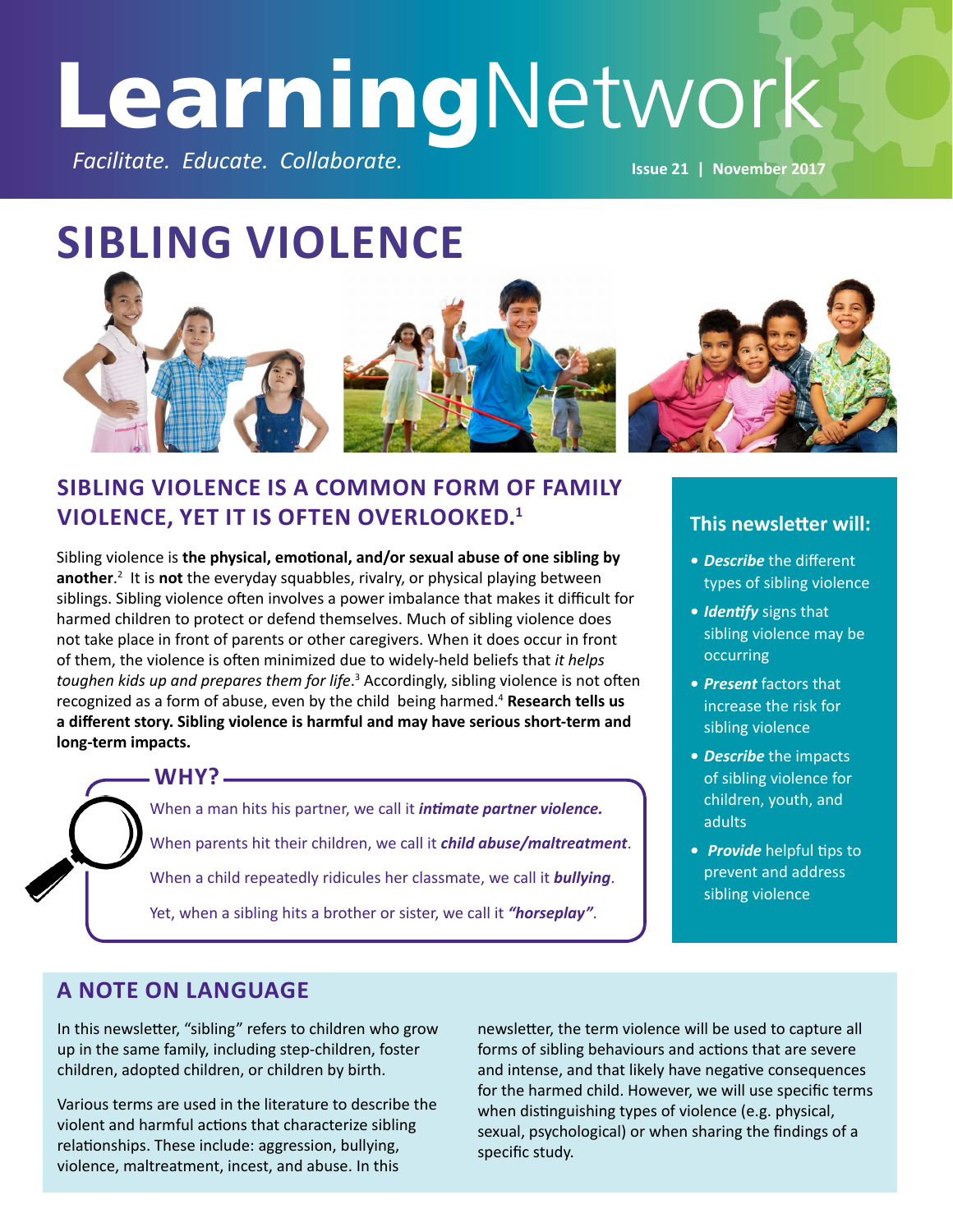# **Learning**Network

*Facilitate. Educate. Collaborate.*

**Issue 21 | November 2017**

# SIBLING VIOLENCE

## SIBLING VIOLENCE IS A COMMON FORM OF FAMILY VIOLENCE, YET IT IS OFTEN OVERLOOKED.[1]

Sibling violence is **the physical, emotional, and/or sexual abuse of one sibling by another**.[2] It is **not** the everyday squabbles, rivalry, or physical playing between siblings. Sibling violence often involves a power imbalance that makes it difficult for harmed children to protect or defend themselves. Much of sibling violence does not take place in front of parents or other caregivers. When it does occur in front of them, the violence is often minimized due to widely-held beliefs that *it helps toughen kids up and prepares them for life*.[3] Accordingly, sibling violence is not often recognized as a form of abuse, even by the child being harmed.[4] **Research tells us a different story. Sibling violence is harmful and may have serious short-term and long-term impacts.**

### WHY?

When a man hits his partner, we call it ***intimate partner violence.***

When parents hit their children, we call it ***child abuse/maltreatment***.

When a child repeatedly ridicules her classmate, we call it ***bullying***.

Yet, when a sibling hits a brother or sister, we call it ***"horseplay"***.

### This newsletter will:

- ***Describe*** the different types of sibling violence
- ***Identify*** signs that sibling violence may be occurring
- ***Present*** factors that increase the risk for sibling violence
- ***Describe*** the impacts of sibling violence for children, youth, and adults
- ***Provide*** helpful tips to prevent and address sibling violence

## A NOTE ON LANGUAGE

In this newsletter, "sibling" refers to children who grow up in the same family, including step-children, foster children, adopted children, or children by birth.

Various terms are used in the literature to describe the violent and harmful actions that characterize sibling relationships. These include: aggression, bullying, violence, maltreatment, incest, and abuse. In this newsletter, the term violence will be used to capture all forms of sibling behaviours and actions that are severe and intense, and that likely have negative consequences for the harmed child. However, we will use specific terms when distinguishing types of violence (e.g. physical, sexual, psychological) or when sharing the findings of a specific study.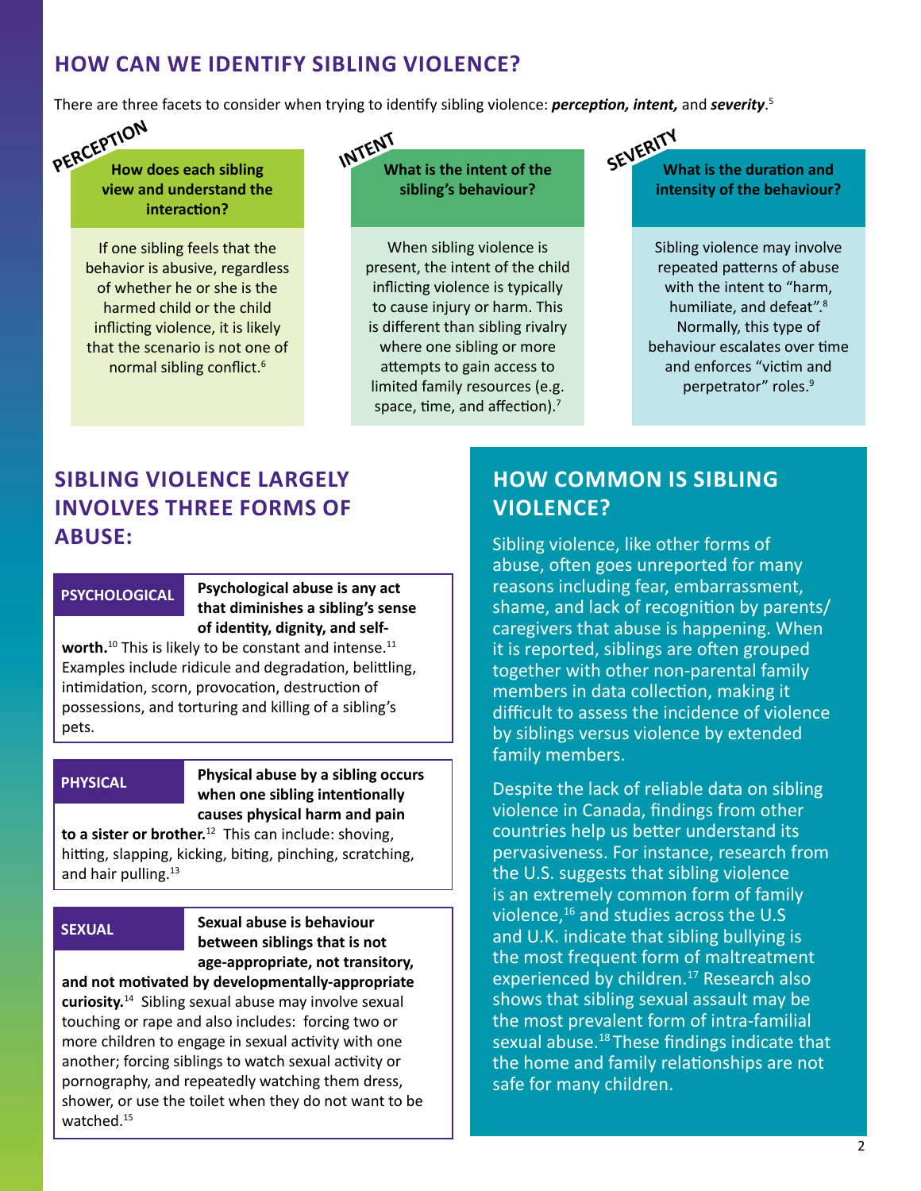## HOW CAN WE IDENTIFY SIBLING VIOLENCE?

There are three facets to consider when trying to identify sibling violence: ***perception, intent,*** and ***severity***.[5]

### PERCEPTION

**How does each sibling view and understand the interaction?**

If one sibling feels that the behavior is abusive, regardless of whether he or she is the harmed child or the child inflicting violence, it is likely that the scenario is not one of normal sibling conflict.[6]

### INTENT

**What is the intent of the sibling's behaviour?**

When sibling violence is present, the intent of the child inflicting violence is typically to cause injury or harm. This is different than sibling rivalry where one sibling or more attempts to gain access to limited family resources (e.g. space, time, and affection).[7]

### SEVERITY

**What is the duration and intensity of the behaviour?**

Sibling violence may involve repeated patterns of abuse with the intent to "harm, humiliate, and defeat".[8] Normally, this type of behaviour escalates over time and enforces "victim and perpetrator" roles.[9]

## SIBLING VIOLENCE LARGELY INVOLVES THREE FORMS OF ABUSE:

**PSYCHOLOGICAL**

**Psychological abuse is any act that diminishes a sibling's sense of identity, dignity, and self-worth.**[10] This is likely to be constant and intense.[11] Examples include ridicule and degradation, belittling, intimidation, scorn, provocation, destruction of possessions, and torturing and killing of a sibling's pets.

**PHYSICAL**

**Physical abuse by a sibling occurs when one sibling intentionally causes physical harm and pain to a sister or brother.**[12] This can include: shoving, hitting, slapping, kicking, biting, pinching, scratching, and hair pulling.[13]

**SEXUAL**

**Sexual abuse is behaviour between siblings that is not age-appropriate, not transitory, and not motivated by developmentally-appropriate curiosity.**[14] Sibling sexual abuse may involve sexual touching or rape and also includes: forcing two or more children to engage in sexual activity with one another; forcing siblings to watch sexual activity or pornography, and repeatedly watching them dress, shower, or use the toilet when they do not want to be watched.[15]

## HOW COMMON IS SIBLING VIOLENCE?

Sibling violence, like other forms of abuse, often goes unreported for many reasons including fear, embarrassment, shame, and lack of recognition by parents/caregivers that abuse is happening. When it is reported, siblings are often grouped together with other non-parental family members in data collection, making it difficult to assess the incidence of violence by siblings versus violence by extended family members.

Despite the lack of reliable data on sibling violence in Canada, findings from other countries help us better understand its pervasiveness. For instance, research from the U.S. suggests that sibling violence is an extremely common form of family violence,[16] and studies across the U.S and U.K. indicate that sibling bullying is the most frequent form of maltreatment experienced by children.[17] Research also shows that sibling sexual assault may be the most prevalent form of intra-familial sexual abuse.[18] These findings indicate that the home and family relationships are not safe for many children.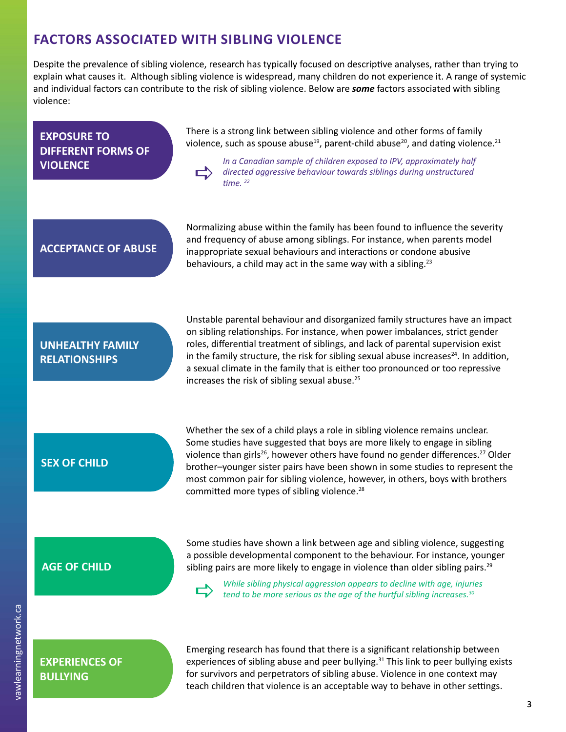## FACTORS ASSOCIATED WITH SIBLING VIOLENCE

Despite the prevalence of sibling violence, research has typically focused on descriptive analyses, rather than trying to explain what causes it. Although sibling violence is widespread, many children do not experience it. A range of systemic and individual factors can contribute to the risk of sibling violence. Below are ***some*** factors associated with sibling violence:

### EXPOSURE TO DIFFERENT FORMS OF VIOLENCE

There is a strong link between sibling violence and other forms of family violence, such as spouse abuse[19], parent-child abuse[20], and dating violence.[21]

➩ *In a Canadian sample of children exposed to IPV, approximately half directed aggressive behaviour towards siblings during unstructured time.* [22]

### ACCEPTANCE OF ABUSE

Normalizing abuse within the family has been found to influence the severity and frequency of abuse among siblings. For instance, when parents model inappropriate sexual behaviours and interactions or condone abusive behaviours, a child may act in the same way with a sibling.[23]

### UNHEALTHY FAMILY RELATIONSHIPS

Unstable parental behaviour and disorganized family structures have an impact on sibling relationships. For instance, when power imbalances, strict gender roles, differential treatment of siblings, and lack of parental supervision exist in the family structure, the risk for sibling sexual abuse increases[24]. In addition, a sexual climate in the family that is either too pronounced or too repressive increases the risk of sibling sexual abuse.[25]

### SEX OF CHILD

Whether the sex of a child plays a role in sibling violence remains unclear. Some studies have suggested that boys are more likely to engage in sibling violence than girls[26], however others have found no gender differences.[27] Older brother–younger sister pairs have been shown in some studies to represent the most common pair for sibling violence, however, in others, boys with brothers committed more types of sibling violence.[28]

### AGE OF CHILD

Some studies have shown a link between age and sibling violence, suggesting a possible developmental component to the behaviour. For instance, younger sibling pairs are more likely to engage in violence than older sibling pairs.[29]

➩ *While sibling physical aggression appears to decline with age, injuries tend to be more serious as the age of the hurtful sibling increases.*[30]

### EXPERIENCES OF BULLYING

Emerging research has found that there is a significant relationship between experiences of sibling abuse and peer bullying.[31] This link to peer bullying exists for survivors and perpetrators of sibling abuse. Violence in one context may teach children that violence is an acceptable way to behave in other settings.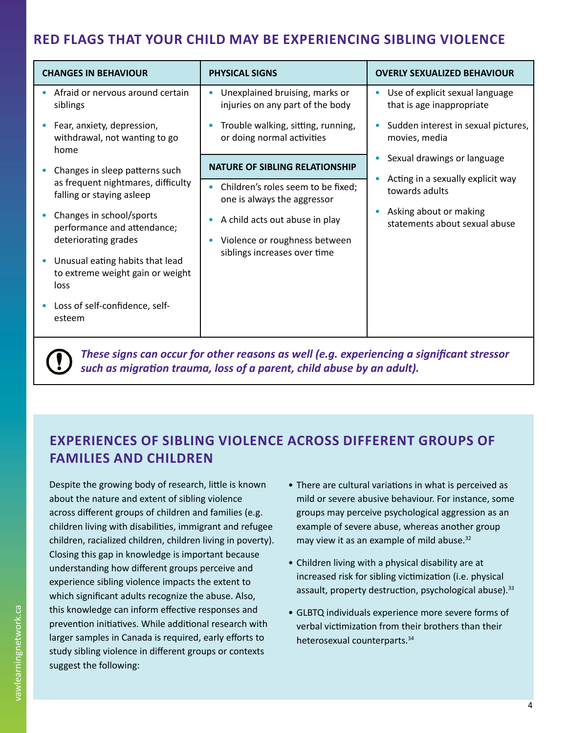## RED FLAGS THAT YOUR CHILD MAY BE EXPERIENCING SIBLING VIOLENCE

| CHANGES IN BEHAVIOUR | PHYSICAL SIGNS | OVERLY SEXUALIZED BEHAVIOUR |
|---|---|---|
| • Afraid or nervous around certain siblings<br>• Fear, anxiety, depression, withdrawal, not wanting to go home<br>• Changes in sleep patterns such as frequent nightmares, difficulty falling or staying asleep<br>• Changes in school/sports performance and attendance; deteriorating grades<br>• Unusual eating habits that lead to extreme weight gain or weight loss<br>• Loss of self-confidence, self-esteem | • Unexplained bruising, marks or injuries on any part of the body<br>• Trouble walking, sitting, running, or doing normal activities<br><br>**NATURE OF SIBLING RELATIONSHIP**<br>• Children's roles seem to be fixed; one is always the aggressor<br>• A child acts out abuse in play<br>• Violence or roughness between siblings increases over time | • Use of explicit sexual language that is age inappropriate<br>• Sudden interest in sexual pictures, movies, media<br>• Sexual drawings or language<br>• Acting in a sexually explicit way towards adults<br>• Asking about or making statements about sexual abuse |

***These signs can occur for other reasons as well (e.g. experiencing a significant stressor such as migration trauma, loss of a parent, child abuse by an adult).***

## EXPERIENCES OF SIBLING VIOLENCE ACROSS DIFFERENT GROUPS OF FAMILIES AND CHILDREN

Despite the growing body of research, little is known about the nature and extent of sibling violence across different groups of children and families (e.g. children living with disabilities, immigrant and refugee children, racialized children, children living in poverty). Closing this gap in knowledge is important because understanding how different groups perceive and experience sibling violence impacts the extent to which significant adults recognize the abuse. Also, this knowledge can inform effective responses and prevention initiatives. While additional research with larger samples in Canada is required, early efforts to study sibling violence in different groups or contexts suggest the following:

- There are cultural variations in what is perceived as mild or severe abusive behaviour. For instance, some groups may perceive psychological aggression as an example of severe abuse, whereas another group may view it as an example of mild abuse.[32]
- Children living with a physical disability are at increased risk for sibling victimization (i.e. physical assault, property destruction, psychological abuse).[33]
- GLBTQ individuals experience more severe forms of verbal victimization from their brothers than their heterosexual counterparts.[34]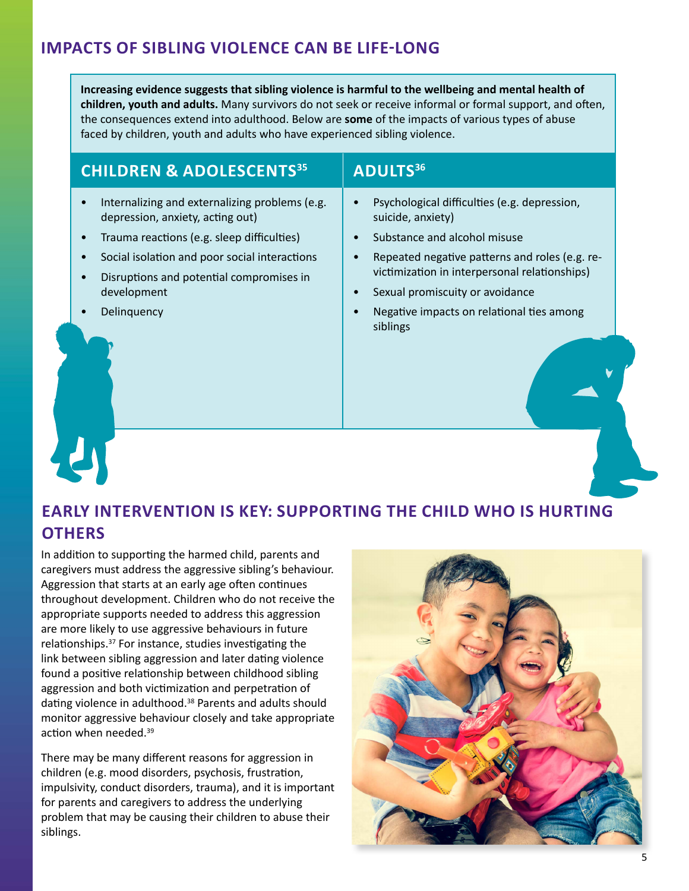## IMPACTS OF SIBLING VIOLENCE CAN BE LIFE-LONG

**Increasing evidence suggests that sibling violence is harmful to the wellbeing and mental health of children, youth and adults.** Many survivors do not seek or receive informal or formal support, and often, the consequences extend into adulthood. Below are **some** of the impacts of various types of abuse faced by children, youth and adults who have experienced sibling violence.

### CHILDREN & ADOLESCENTS[35]

- Internalizing and externalizing problems (e.g. depression, anxiety, acting out)
- Trauma reactions (e.g. sleep difficulties)
- Social isolation and poor social interactions
- Disruptions and potential compromises in development
- Delinquency

### ADULTS[36]

- Psychological difficulties (e.g. depression, suicide, anxiety)
- Substance and alcohol misuse
- Repeated negative patterns and roles (e.g. re-victimization in interpersonal relationships)
- Sexual promiscuity or avoidance
- Negative impacts on relational ties among siblings

## EARLY INTERVENTION IS KEY: SUPPORTING THE CHILD WHO IS HURTING OTHERS

In addition to supporting the harmed child, parents and caregivers must address the aggressive sibling's behaviour. Aggression that starts at an early age often continues throughout development. Children who do not receive the appropriate supports needed to address this aggression are more likely to use aggressive behaviours in future relationships.[37] For instance, studies investigating the link between sibling aggression and later dating violence found a positive relationship between childhood sibling aggression and both victimization and perpetration of dating violence in adulthood.[38] Parents and adults should monitor aggressive behaviour closely and take appropriate action when needed.[39]

There may be many different reasons for aggression in children (e.g. mood disorders, psychosis, frustration, impulsivity, conduct disorders, trauma), and it is important for parents and caregivers to address the underlying problem that may be causing their children to abuse their siblings.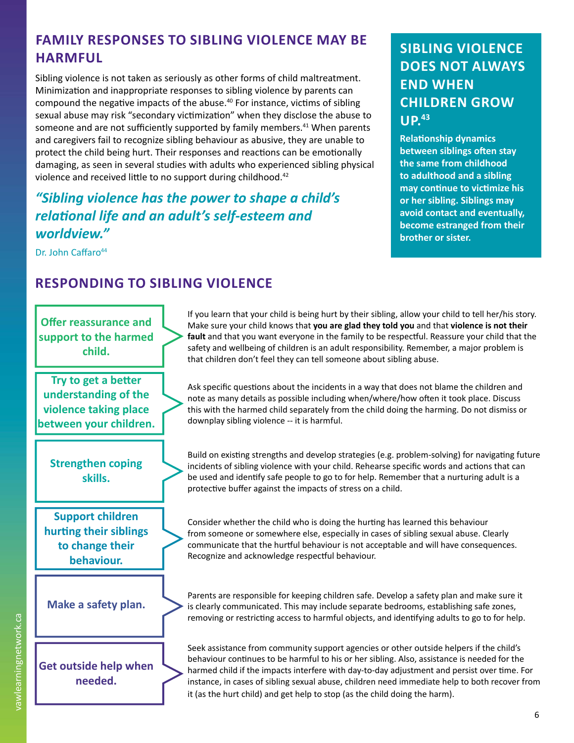## FAMILY RESPONSES TO SIBLING VIOLENCE MAY BE HARMFUL

Sibling violence is not taken as seriously as other forms of child maltreatment. Minimization and inappropriate responses to sibling violence by parents can compound the negative impacts of the abuse.[40] For instance, victims of sibling sexual abuse may risk "secondary victimization" when they disclose the abuse to someone and are not sufficiently supported by family members.[41] When parents and caregivers fail to recognize sibling behaviour as abusive, they are unable to protect the child being hurt. Their responses and reactions can be emotionally damaging, as seen in several studies with adults who experienced sibling physical violence and received little to no support during childhood.[42]

*"Sibling violence has the power to shape a child's relational life and an adult's self-esteem and worldview."*

Dr. John Caffaro[44]

### SIBLING VIOLENCE DOES NOT ALWAYS END WHEN CHILDREN GROW UP.[43]

**Relationship dynamics between siblings often stay the same from childhood to adulthood and a sibling may continue to victimize his or her sibling. Siblings may avoid contact and eventually, become estranged from their brother or sister.**

## RESPONDING TO SIBLING VIOLENCE

**Offer reassurance and support to the harmed child.**

If you learn that your child is being hurt by their sibling, allow your child to tell her/his story. Make sure your child knows that **you are glad they told you** and that **violence is not their fault** and that you want everyone in the family to be respectful. Reassure your child that the safety and wellbeing of children is an adult responsibility. Remember, a major problem is that children don't feel they can tell someone about sibling abuse.

**Try to get a better understanding of the violence taking place between your children.**

Ask specific questions about the incidents in a way that does not blame the children and note as many details as possible including when/where/how often it took place. Discuss this with the harmed child separately from the child doing the harming. Do not dismiss or downplay sibling violence -- it is harmful.

**Strengthen coping skills.**

Build on existing strengths and develop strategies (e.g. problem-solving) for navigating future incidents of sibling violence with your child. Rehearse specific words and actions that can be used and identify safe people to go to for help. Remember that a nurturing adult is a protective buffer against the impacts of stress on a child.

**Support children hurting their siblings to change their behaviour.**

Consider whether the child who is doing the hurting has learned this behaviour from someone or somewhere else, especially in cases of sibling sexual abuse. Clearly communicate that the hurtful behaviour is not acceptable and will have consequences. Recognize and acknowledge respectful behaviour.

**Make a safety plan.**

Parents are responsible for keeping children safe. Develop a safety plan and make sure it is clearly communicated. This may include separate bedrooms, establishing safe zones, removing or restricting access to harmful objects, and identifying adults to go to for help.

**Get outside help when needed.**

Seek assistance from community support agencies or other outside helpers if the child's behaviour continues to be harmful to his or her sibling. Also, assistance is needed for the harmed child if the impacts interfere with day-to-day adjustment and persist over time. For instance, in cases of sibling sexual abuse, children need immediate help to both recover from it (as the hurt child) and get help to stop (as the child doing the harm).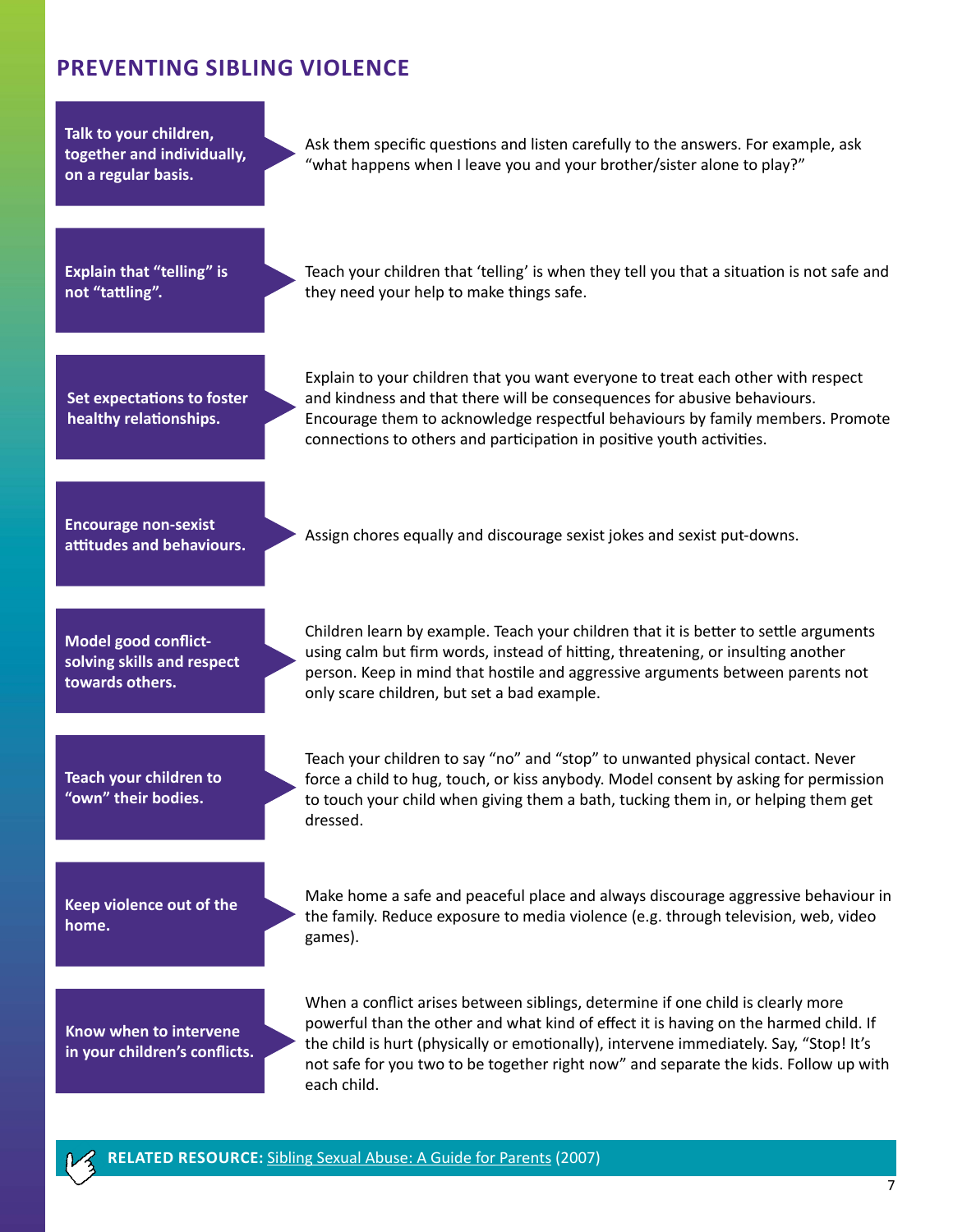## PREVENTING SIBLING VIOLENCE

**Talk to your children, together and individually, on a regular basis.**

Ask them specific questions and listen carefully to the answers. For example, ask “what happens when I leave you and your brother/sister alone to play?”

**Explain that “telling” is not “tattling”.**

Teach your children that ‘telling’ is when they tell you that a situation is not safe and they need your help to make things safe.

**Set expectations to foster healthy relationships.**

Explain to your children that you want everyone to treat each other with respect and kindness and that there will be consequences for abusive behaviours. Encourage them to acknowledge respectful behaviours by family members. Promote connections to others and participation in positive youth activities.

**Encourage non-sexist attitudes and behaviours.**

Assign chores equally and discourage sexist jokes and sexist put-downs.

**Model good conflict-solving skills and respect towards others.**

Children learn by example. Teach your children that it is better to settle arguments using calm but firm words, instead of hitting, threatening, or insulting another person. Keep in mind that hostile and aggressive arguments between parents not only scare children, but set a bad example.

**Teach your children to “own” their bodies.**

Teach your children to say “no” and “stop” to unwanted physical contact. Never force a child to hug, touch, or kiss anybody. Model consent by asking for permission to touch your child when giving them a bath, tucking them in, or helping them get dressed.

**Keep violence out of the home.**

Make home a safe and peaceful place and always discourage aggressive behaviour in the family. Reduce exposure to media violence (e.g. through television, web, video games).

**Know when to intervene in your children’s conflicts.**

When a conflict arises between siblings, determine if one child is clearly more powerful than the other and what kind of effect it is having on the harmed child. If the child is hurt (physically or emotionally), intervene immediately. Say, “Stop! It’s not safe for you two to be together right now” and separate the kids. Follow up with each child.

**RELATED RESOURCE:** Sibling Sexual Abuse: A Guide for Parents (2007)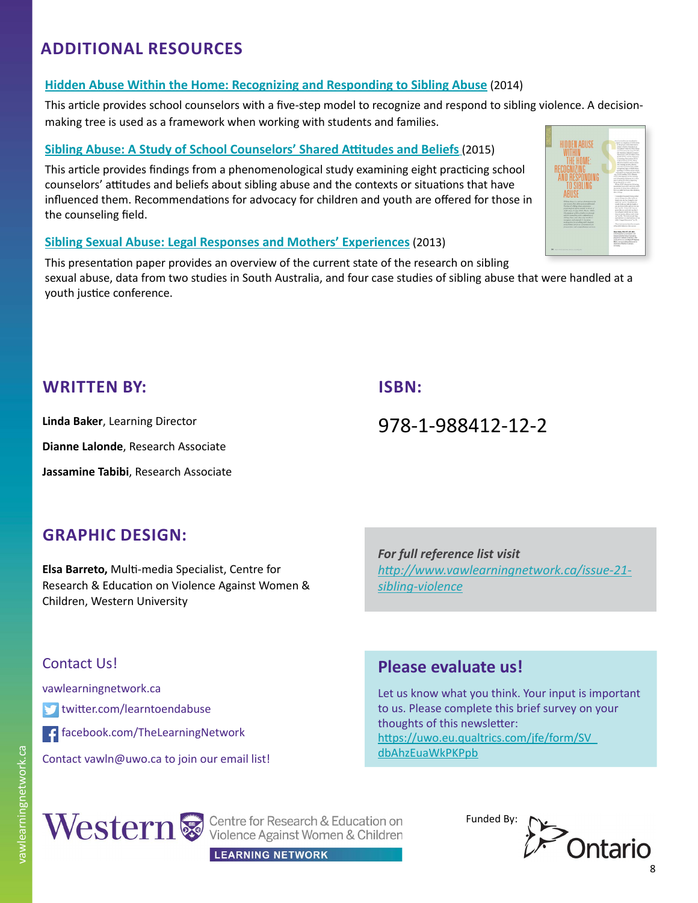## ADDITIONAL RESOURCES

**Hidden Abuse Within the Home: Recognizing and Responding to Sibling Abuse** (2014)

This article provides school counselors with a five-step model to recognize and respond to sibling violence. A decision-making tree is used as a framework when working with students and families.

**Sibling Abuse: A Study of School Counselors' Shared Attitudes and Beliefs** (2015)

This article provides findings from a phenomenological study examining eight practicing school counselors' attitudes and beliefs about sibling abuse and the contexts or situations that have influenced them. Recommendations for advocacy for children and youth are offered for those in the counseling field.

**Sibling Sexual Abuse: Legal Responses and Mothers' Experiences** (2013)

This presentation paper provides an overview of the current state of the research on sibling sexual abuse, data from two studies in South Australia, and four case studies of sibling abuse that were handled at a youth justice conference.

## WRITTEN BY:

**Linda Baker**, Learning Director

**Dianne Lalonde**, Research Associate

**Jassamine Tabibi**, Research Associate

## ISBN:

978-1-988412-12-2

## GRAPHIC DESIGN:

**Elsa Barreto,** Multi-media Specialist, Centre for Research & Education on Violence Against Women & Children, Western University

***For full reference list visit***
*http://www.vawlearningnetwork.ca/issue-21-sibling-violence*

### Contact Us!

vawlearningnetwork.ca

twitter.com/learntoendabuse

facebook.com/TheLearningNetwork

Contact vawln@uwo.ca to join our email list!

### Please evaluate us!

Let us know what you think. Your input is important to us. Please complete this brief survey on your thoughts of this newsletter:
https://uwo.eu.qualtrics.com/jfe/form/SV_dbAhzEuaWkPKPpb

Western Centre for Research & Education on Violence Against Women & Children LEARNING NETWORK

Funded By: Ontario